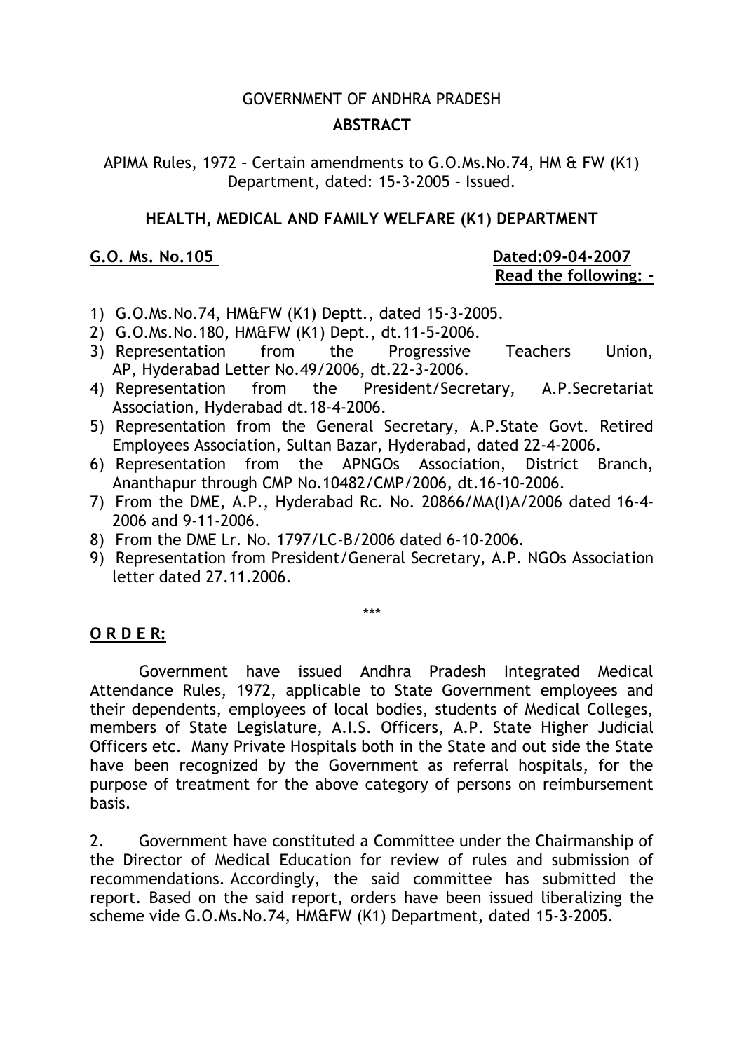GOVERNMENT OF ANDHRA PRADESH

**ABSTRACT**

APIMA Rules, 1972 – Certain amendments to G.O.Ms.No.74, HM & FW (K1) Department, dated: 15-3-2005 – Issued.

**HEALTH, MEDICAL AND FAMILY WELFARE (K1) DEPARTMENT**

**G.O. Ms. No.105** **Dated:09-04-2007**

**Read the following: -**

1) G.O.Ms.No.74, HM&FW (K1) Deptt., dated 15-3-2005.
2) G.O.Ms.No.180, HM&FW (K1) Dept., dt.11-5-2006.
3) Representation from the Progressive Teachers Union, AP, Hyderabad Letter No.49/2006, dt.22-3-2006.
4) Representation from the President/Secretary, A.P.Secretariat Association, Hyderabad dt.18-4-2006.
5) Representation from the General Secretary, A.P.State Govt. Retired Employees Association, Sultan Bazar, Hyderabad, dated 22-4-2006.
6) Representation from the APNGOs Association, District Branch, Ananthapur through CMP No.10482/CMP/2006, dt.16-10-2006.
7) From the DME, A.P., Hyderabad Rc. No. 20866/MA(I)A/2006 dated 16-4-2006 and 9-11-2006.
8) From the DME Lr. No. 1797/LC-B/2006 dated 6-10-2006.
9) Representation from President/General Secretary, A.P. NGOs Association letter dated 27.11.2006.

\*\*\*

**O R D E R:**

Government have issued Andhra Pradesh Integrated Medical Attendance Rules, 1972, applicable to State Government employees and their dependents, employees of local bodies, students of Medical Colleges, members of State Legislature, A.I.S. Officers, A.P. State Higher Judicial Officers etc. Many Private Hospitals both in the State and out side the State have been recognized by the Government as referral hospitals, for the purpose of treatment for the above category of persons on reimbursement basis.

2. Government have constituted a Committee under the Chairmanship of the Director of Medical Education for review of rules and submission of recommendations. Accordingly, the said committee has submitted the report. Based on the said report, orders have been issued liberalizing the scheme vide G.O.Ms.No.74, HM&FW (K1) Department, dated 15-3-2005.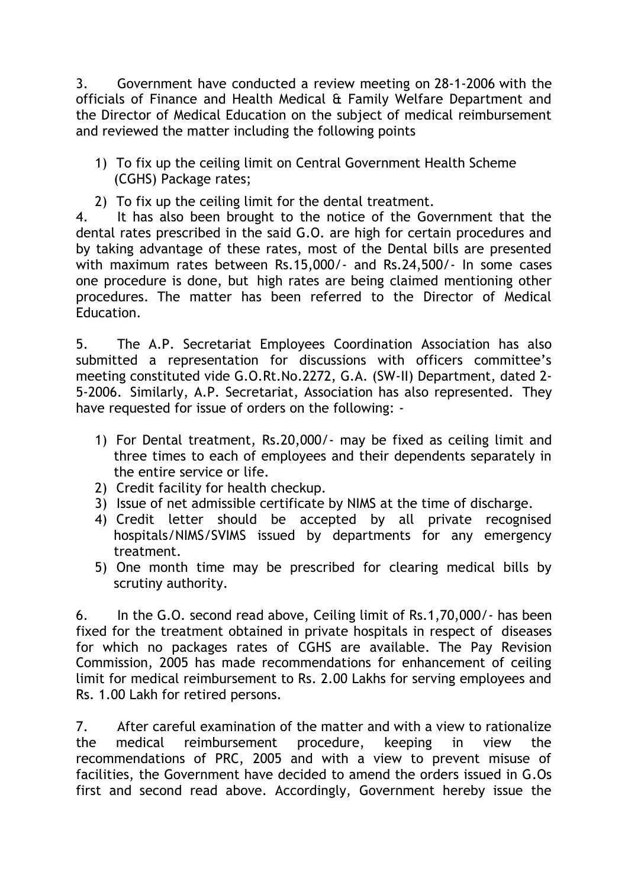3. Government have conducted a review meeting on 28-1-2006 with the officials of Finance and Health Medical & Family Welfare Department and the Director of Medical Education on the subject of medical reimbursement and reviewed the matter including the following points

1) To fix up the ceiling limit on Central Government Health Scheme (CGHS) Package rates;
2) To fix up the ceiling limit for the dental treatment.

4. It has also been brought to the notice of the Government that the dental rates prescribed in the said G.O. are high for certain procedures and by taking advantage of these rates, most of the Dental bills are presented with maximum rates between Rs.15,000/- and Rs.24,500/- In some cases one procedure is done, but high rates are being claimed mentioning other procedures. The matter has been referred to the Director of Medical Education.

5. The A.P. Secretariat Employees Coordination Association has also submitted a representation for discussions with officers committee's meeting constituted vide G.O.Rt.No.2272, G.A. (SW-II) Department, dated 2-5-2006. Similarly, A.P. Secretariat, Association has also represented. They have requested for issue of orders on the following: -

1) For Dental treatment, Rs.20,000/- may be fixed as ceiling limit and three times to each of employees and their dependents separately in the entire service or life.
2) Credit facility for health checkup.
3) Issue of net admissible certificate by NIMS at the time of discharge.
4) Credit letter should be accepted by all private recognised hospitals/NIMS/SVIMS issued by departments for any emergency treatment.
5) One month time may be prescribed for clearing medical bills by scrutiny authority.

6. In the G.O. second read above, Ceiling limit of Rs.1,70,000/- has been fixed for the treatment obtained in private hospitals in respect of diseases for which no packages rates of CGHS are available. The Pay Revision Commission, 2005 has made recommendations for enhancement of ceiling limit for medical reimbursement to Rs. 2.00 Lakhs for serving employees and Rs. 1.00 Lakh for retired persons.

7. After careful examination of the matter and with a view to rationalize the medical reimbursement procedure, keeping in view the recommendations of PRC, 2005 and with a view to prevent misuse of facilities, the Government have decided to amend the orders issued in G.Os first and second read above. Accordingly, Government hereby issue the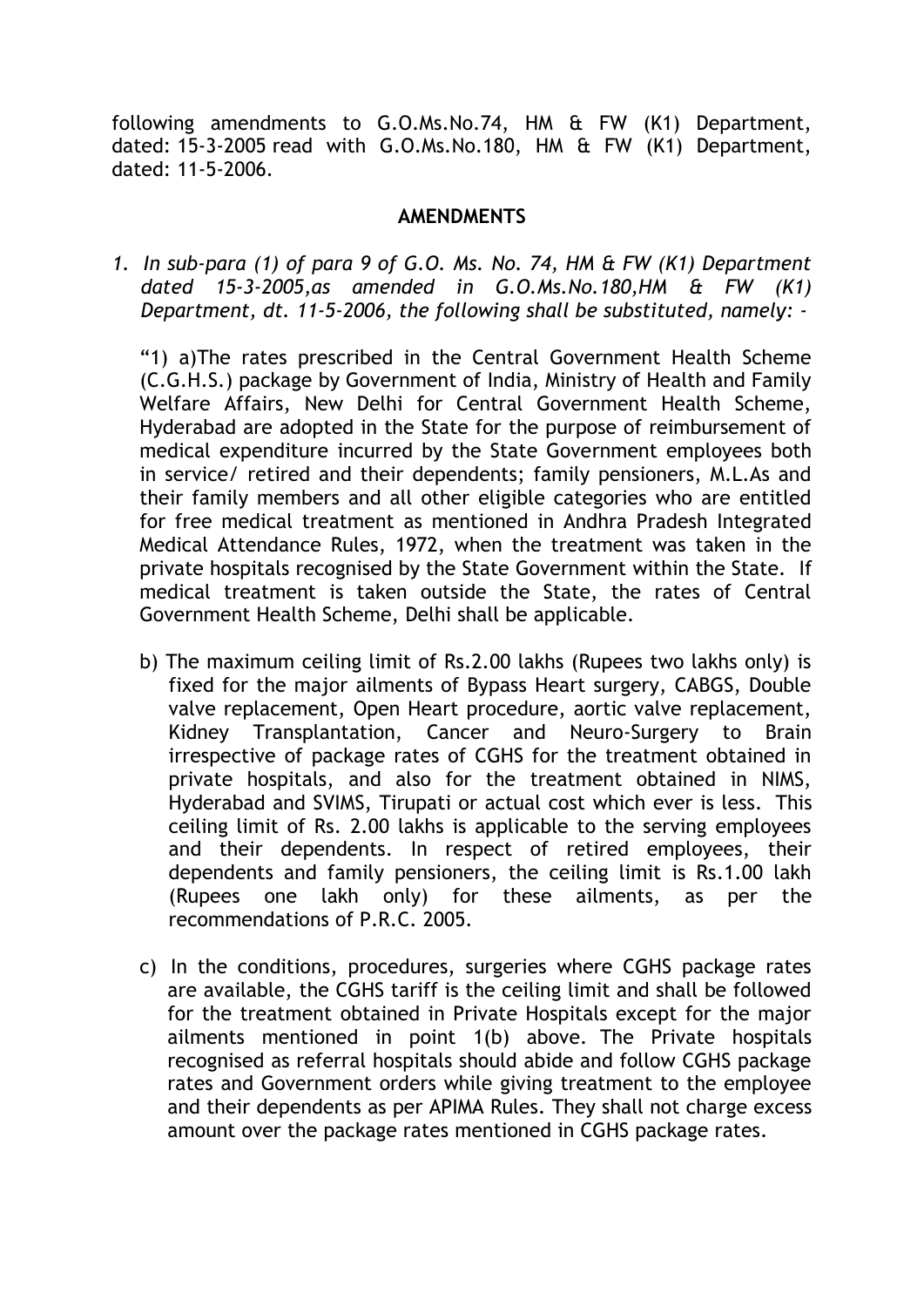following amendments to G.O.Ms.No.74, HM & FW (K1) Department, dated: 15-3-2005 read with G.O.Ms.No.180, HM & FW (K1) Department, dated: 11-5-2006.

**AMENDMENTS**

1. *In sub-para (1) of para 9 of G.O. Ms. No. 74, HM & FW (K1) Department dated 15-3-2005,as amended in G.O.Ms.No.180,HM & FW (K1) Department, dt. 11-5-2006, the following shall be substituted, namely: -*

   "1) a)The rates prescribed in the Central Government Health Scheme (C.G.H.S.) package by Government of India, Ministry of Health and Family Welfare Affairs, New Delhi for Central Government Health Scheme, Hyderabad are adopted in the State for the purpose of reimbursement of medical expenditure incurred by the State Government employees both in service/ retired and their dependents; family pensioners, M.L.As and their family members and all other eligible categories who are entitled for free medical treatment as mentioned in Andhra Pradesh Integrated Medical Attendance Rules, 1972, when the treatment was taken in the private hospitals recognised by the State Government within the State. If medical treatment is taken outside the State, the rates of Central Government Health Scheme, Delhi shall be applicable.

   b) The maximum ceiling limit of Rs.2.00 lakhs (Rupees two lakhs only) is fixed for the major ailments of Bypass Heart surgery, CABGS, Double valve replacement, Open Heart procedure, aortic valve replacement, Kidney Transplantation, Cancer and Neuro-Surgery to Brain irrespective of package rates of CGHS for the treatment obtained in private hospitals, and also for the treatment obtained in NIMS, Hyderabad and SVIMS, Tirupati or actual cost which ever is less. This ceiling limit of Rs. 2.00 lakhs is applicable to the serving employees and their dependents. In respect of retired employees, their dependents and family pensioners, the ceiling limit is Rs.1.00 lakh (Rupees one lakh only) for these ailments, as per the recommendations of P.R.C. 2005.

   c) In the conditions, procedures, surgeries where CGHS package rates are available, the CGHS tariff is the ceiling limit and shall be followed for the treatment obtained in Private Hospitals except for the major ailments mentioned in point 1(b) above. The Private hospitals recognised as referral hospitals should abide and follow CGHS package rates and Government orders while giving treatment to the employee and their dependents as per APIMA Rules. They shall not charge excess amount over the package rates mentioned in CGHS package rates.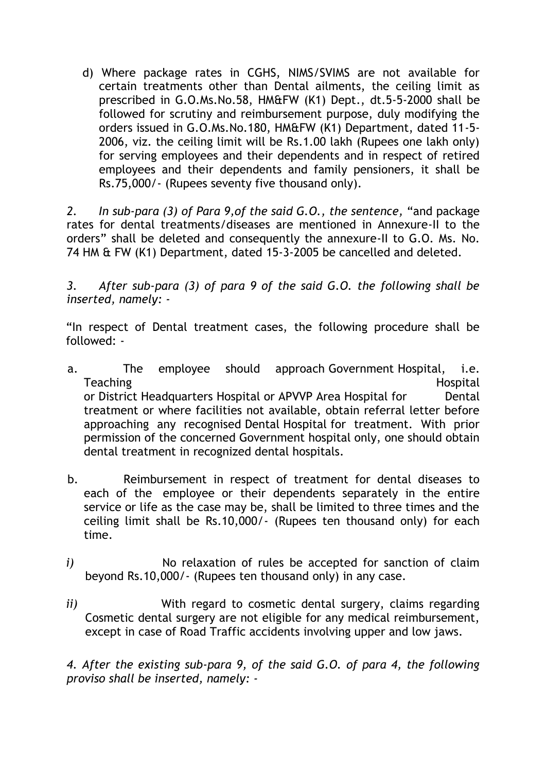d) Where package rates in CGHS, NIMS/SVIMS are not available for certain treatments other than Dental ailments, the ceiling limit as prescribed in G.O.Ms.No.58, HM&FW (K1) Dept., dt.5-5-2000 shall be followed for scrutiny and reimbursement purpose, duly modifying the orders issued in G.O.Ms.No.180, HM&FW (K1) Department, dated 11-5-2006, viz. the ceiling limit will be Rs.1.00 lakh (Rupees one lakh only) for serving employees and their dependents and in respect of retired employees and their dependents and family pensioners, it shall be Rs.75,000/- (Rupees seventy five thousand only).

2. *In sub-para (3) of Para 9,of the said G.O., the sentence,* "and package rates for dental treatments/diseases are mentioned in Annexure-II to the orders" shall be deleted and consequently the annexure-II to G.O. Ms. No. 74 HM & FW (K1) Department, dated 15-3-2005 be cancelled and deleted.

3. *After sub-para (3) of para 9 of the said G.O. the following shall be inserted, namely: -*

"In respect of Dental treatment cases, the following procedure shall be followed: -

a. The employee should approach Government Hospital, i.e. Teaching Hospital or District Headquarters Hospital or APVVP Area Hospital for Dental treatment or where facilities not available, obtain referral letter before approaching any recognised Dental Hospital for treatment. With prior permission of the concerned Government hospital only, one should obtain dental treatment in recognized dental hospitals.

b. Reimbursement in respect of treatment for dental diseases to each of the employee or their dependents separately in the entire service or life as the case may be, shall be limited to three times and the ceiling limit shall be Rs.10,000/- (Rupees ten thousand only) for each time.

*i)* No relaxation of rules be accepted for sanction of claim beyond Rs.10,000/- (Rupees ten thousand only) in any case.

*ii)* With regard to cosmetic dental surgery, claims regarding Cosmetic dental surgery are not eligible for any medical reimbursement, except in case of Road Traffic accidents involving upper and low jaws.

*4. After the existing sub-para 9, of the said G.O. of para 4, the following proviso shall be inserted, namely: -*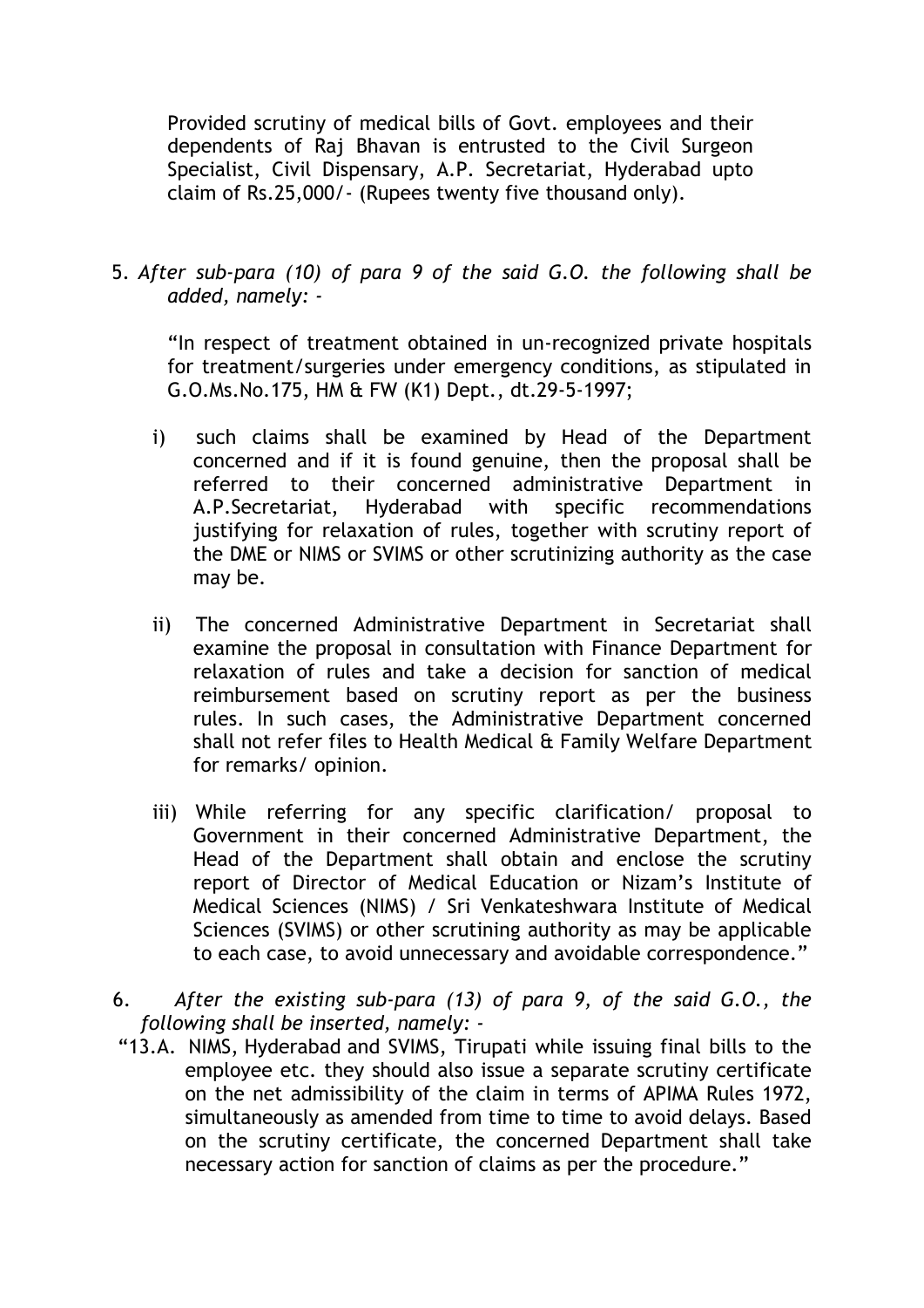Provided scrutiny of medical bills of Govt. employees and their dependents of Raj Bhavan is entrusted to the Civil Surgeon Specialist, Civil Dispensary, A.P. Secretariat, Hyderabad upto claim of Rs.25,000/- (Rupees twenty five thousand only).

5. *After sub-para (10) of para 9 of the said G.O. the following shall be added, namely: -*

"In respect of treatment obtained in un-recognized private hospitals for treatment/surgeries under emergency conditions, as stipulated in G.O.Ms.No.175, HM & FW (K1) Dept., dt.29-5-1997;

i) such claims shall be examined by Head of the Department concerned and if it is found genuine, then the proposal shall be referred to their concerned administrative Department in A.P.Secretariat, Hyderabad with specific recommendations justifying for relaxation of rules, together with scrutiny report of the DME or NIMS or SVIMS or other scrutinizing authority as the case may be.

ii) The concerned Administrative Department in Secretariat shall examine the proposal in consultation with Finance Department for relaxation of rules and take a decision for sanction of medical reimbursement based on scrutiny report as per the business rules. In such cases, the Administrative Department concerned shall not refer files to Health Medical & Family Welfare Department for remarks/ opinion.

iii) While referring for any specific clarification/ proposal to Government in their concerned Administrative Department, the Head of the Department shall obtain and enclose the scrutiny report of Director of Medical Education or Nizam's Institute of Medical Sciences (NIMS) / Sri Venkateshwara Institute of Medical Sciences (SVIMS) or other scrutining authority as may be applicable to each case, to avoid unnecessary and avoidable correspondence."

6. *After the existing sub-para (13) of para 9, of the said G.O., the following shall be inserted, namely: -*

"13.A. NIMS, Hyderabad and SVIMS, Tirupati while issuing final bills to the employee etc. they should also issue a separate scrutiny certificate on the net admissibility of the claim in terms of APIMA Rules 1972, simultaneously as amended from time to time to avoid delays. Based on the scrutiny certificate, the concerned Department shall take necessary action for sanction of claims as per the procedure."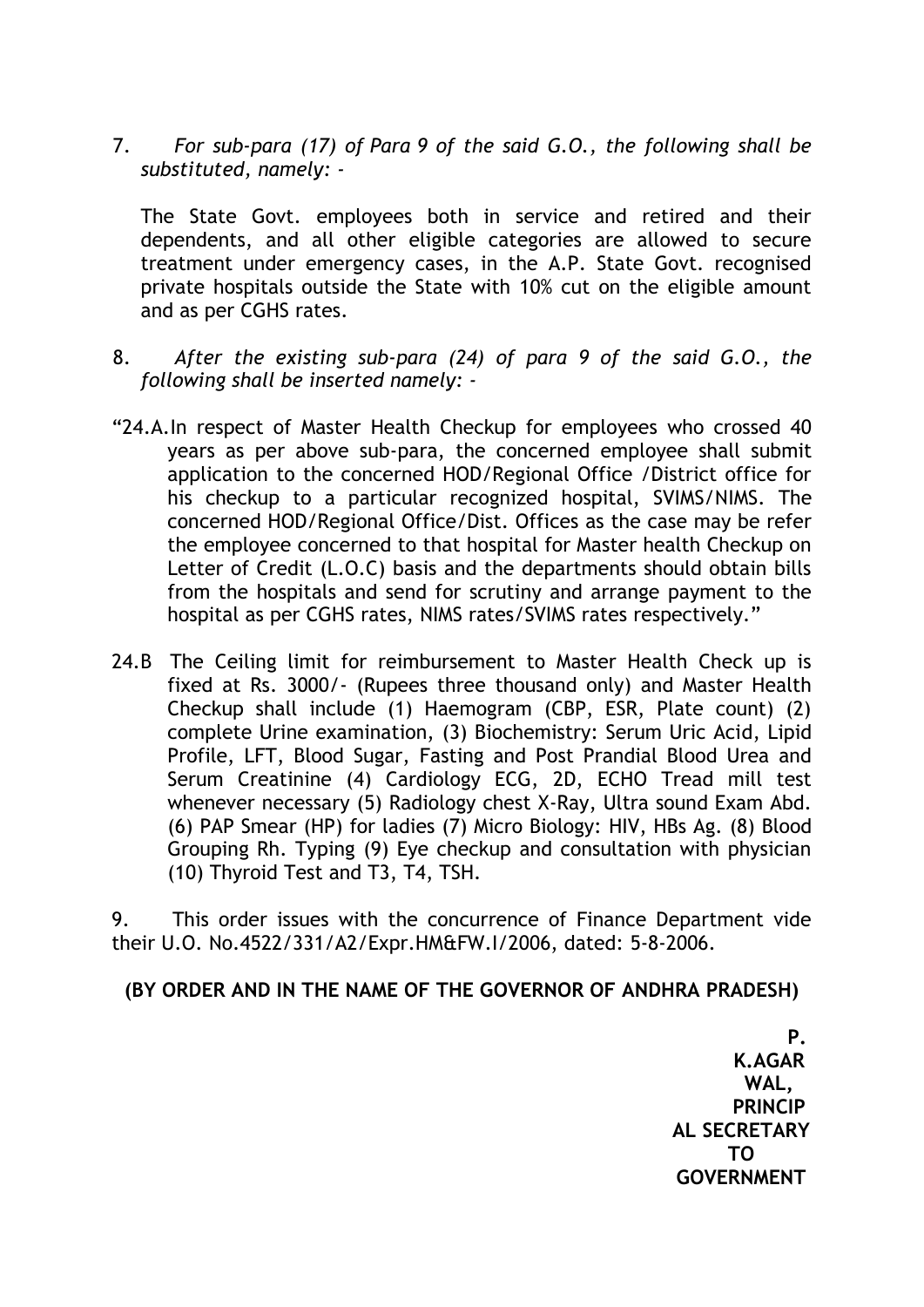7. *For sub-para (17) of Para 9 of the said G.O., the following shall be substituted, namely: -*

   The State Govt. employees both in service and retired and their dependents, and all other eligible categories are allowed to secure treatment under emergency cases, in the A.P. State Govt. recognised private hospitals outside the State with 10% cut on the eligible amount and as per CGHS rates.

8. *After the existing sub-para (24) of para 9 of the said G.O., the following shall be inserted namely: -*

"24.A. In respect of Master Health Checkup for employees who crossed 40 years as per above sub-para, the concerned employee shall submit application to the concerned HOD/Regional Office /District office for his checkup to a particular recognized hospital, SVIMS/NIMS. The concerned HOD/Regional Office/Dist. Offices as the case may be refer the employee concerned to that hospital for Master health Checkup on Letter of Credit (L.O.C) basis and the departments should obtain bills from the hospitals and send for scrutiny and arrange payment to the hospital as per CGHS rates, NIMS rates/SVIMS rates respectively."

24.B The Ceiling limit for reimbursement to Master Health Check up is fixed at Rs. 3000/- (Rupees three thousand only) and Master Health Checkup shall include (1) Haemogram (CBP, ESR, Plate count) (2) complete Urine examination, (3) Biochemistry: Serum Uric Acid, Lipid Profile, LFT, Blood Sugar, Fasting and Post Prandial Blood Urea and Serum Creatinine (4) Cardiology ECG, 2D, ECHO Tread mill test whenever necessary (5) Radiology chest X-Ray, Ultra sound Exam Abd. (6) PAP Smear (HP) for ladies (7) Micro Biology: HIV, HBs Ag. (8) Blood Grouping Rh. Typing (9) Eye checkup and consultation with physician (10) Thyroid Test and T3, T4, TSH.

9. This order issues with the concurrence of Finance Department vide their U.O. No.4522/331/A2/Expr.HM&FW.I/2006, dated: 5-8-2006.

**(BY ORDER AND IN THE NAME OF THE GOVERNOR OF ANDHRA PRADESH)**

**P. K.AGARWAL,**
**PRINCIPAL SECRETARY TO GOVERNMENT**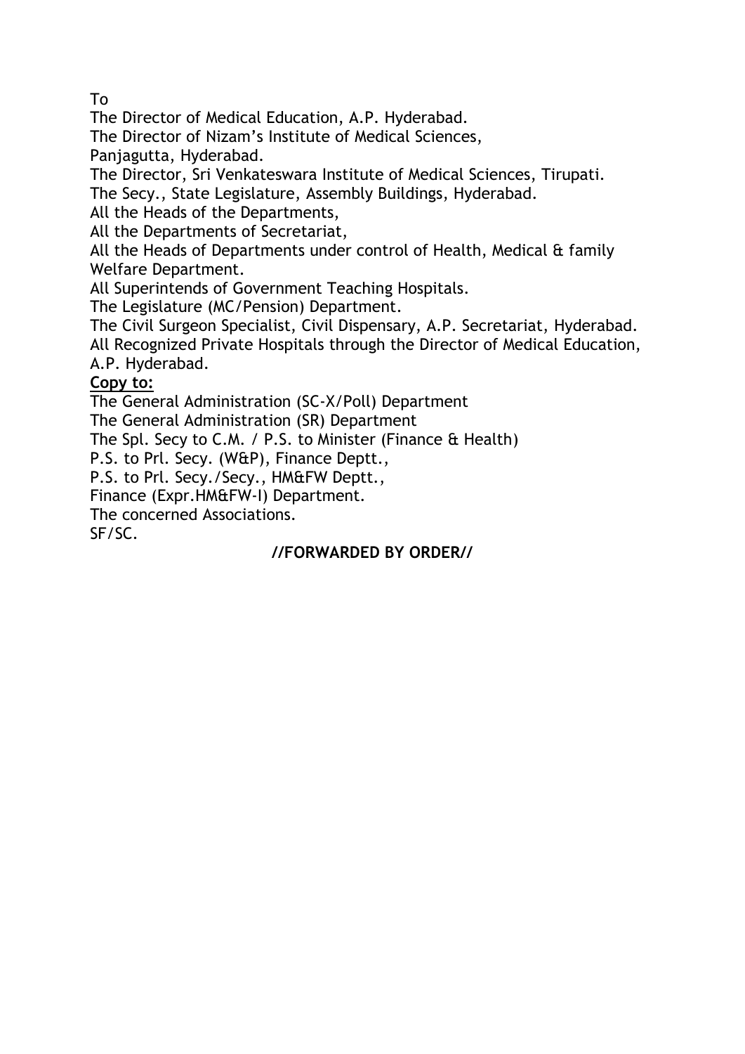To

The Director of Medical Education, A.P. Hyderabad.

The Director of Nizam's Institute of Medical Sciences, Panjagutta, Hyderabad.

The Director, Sri Venkateswara Institute of Medical Sciences, Tirupati.

The Secy., State Legislature, Assembly Buildings, Hyderabad.

All the Heads of the Departments,

All the Departments of Secretariat,

All the Heads of Departments under control of Health, Medical & family Welfare Department.

All Superintends of Government Teaching Hospitals.

The Legislature (MC/Pension) Department.

The Civil Surgeon Specialist, Civil Dispensary, A.P. Secretariat, Hyderabad.

All Recognized Private Hospitals through the Director of Medical Education, A.P. Hyderabad.

**Copy to:**

The General Administration (SC-X/Poll) Department

The General Administration (SR) Department

The Spl. Secy to C.M. / P.S. to Minister (Finance & Health)

P.S. to Prl. Secy. (W&P), Finance Deptt.,

P.S. to Prl. Secy./Secy., HM&FW Deptt.,

Finance (Expr.HM&FW-I) Department.

The concerned Associations.

SF/SC.

**//FORWARDED BY ORDER//**